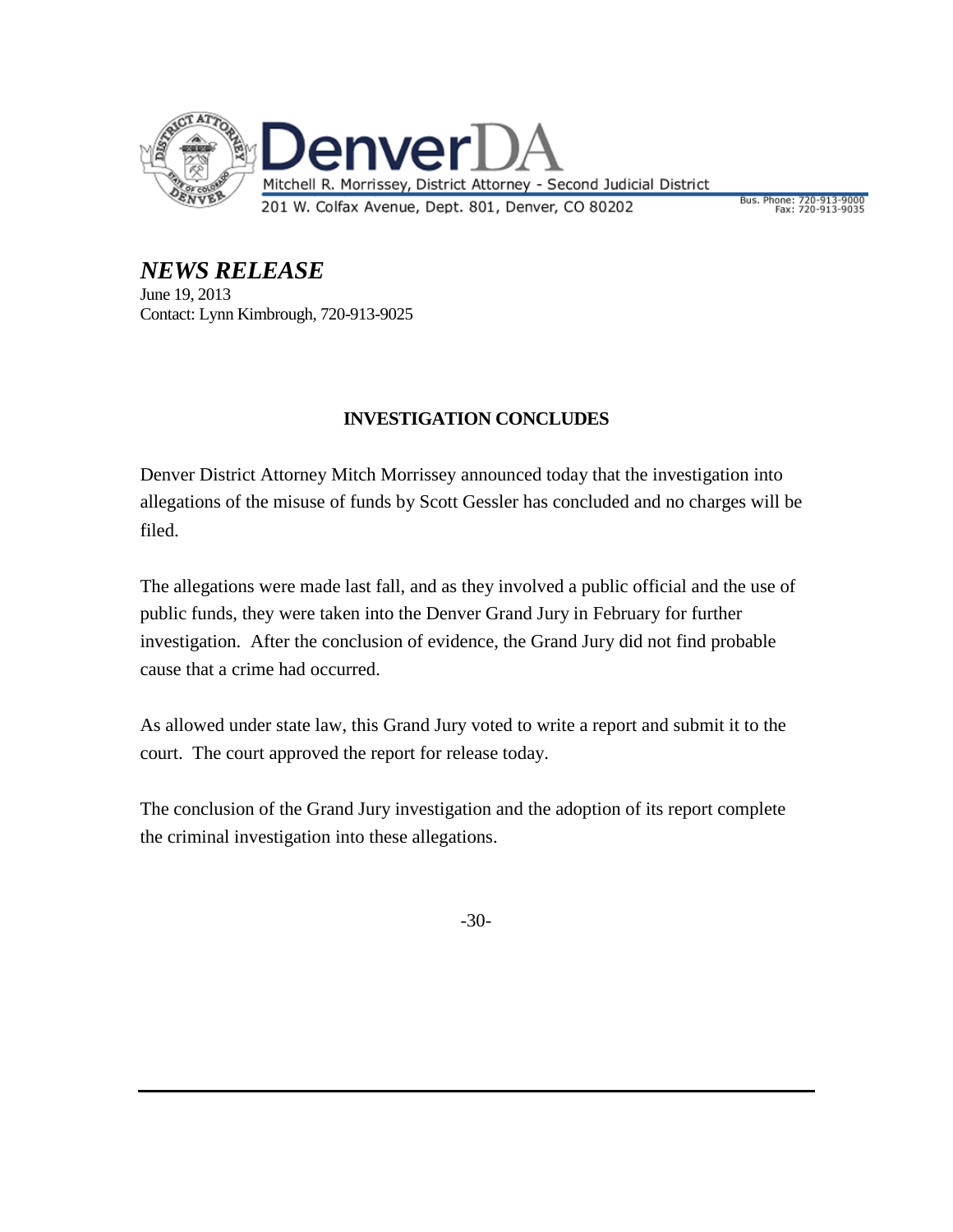# DenverDA

Mitchell R. Morrissey, District Attorney - Second Judicial District

201 W. Colfax Avenue, Dept. 801, Denver, CO 80202

Bus. Phone: 720-913-9000
Fax: 720-913-9035

***NEWS RELEASE***

June 19, 2013

Contact: Lynn Kimbrough, 720-913-9025

**INVESTIGATION CONCLUDES**

Denver District Attorney Mitch Morrissey announced today that the investigation into allegations of the misuse of funds by Scott Gessler has concluded and no charges will be filed.

The allegations were made last fall, and as they involved a public official and the use of public funds, they were taken into the Denver Grand Jury in February for further investigation. After the conclusion of evidence, the Grand Jury did not find probable cause that a crime had occurred.

As allowed under state law, this Grand Jury voted to write a report and submit it to the court. The court approved the report for release today.

The conclusion of the Grand Jury investigation and the adoption of its report complete the criminal investigation into these allegations.

-30-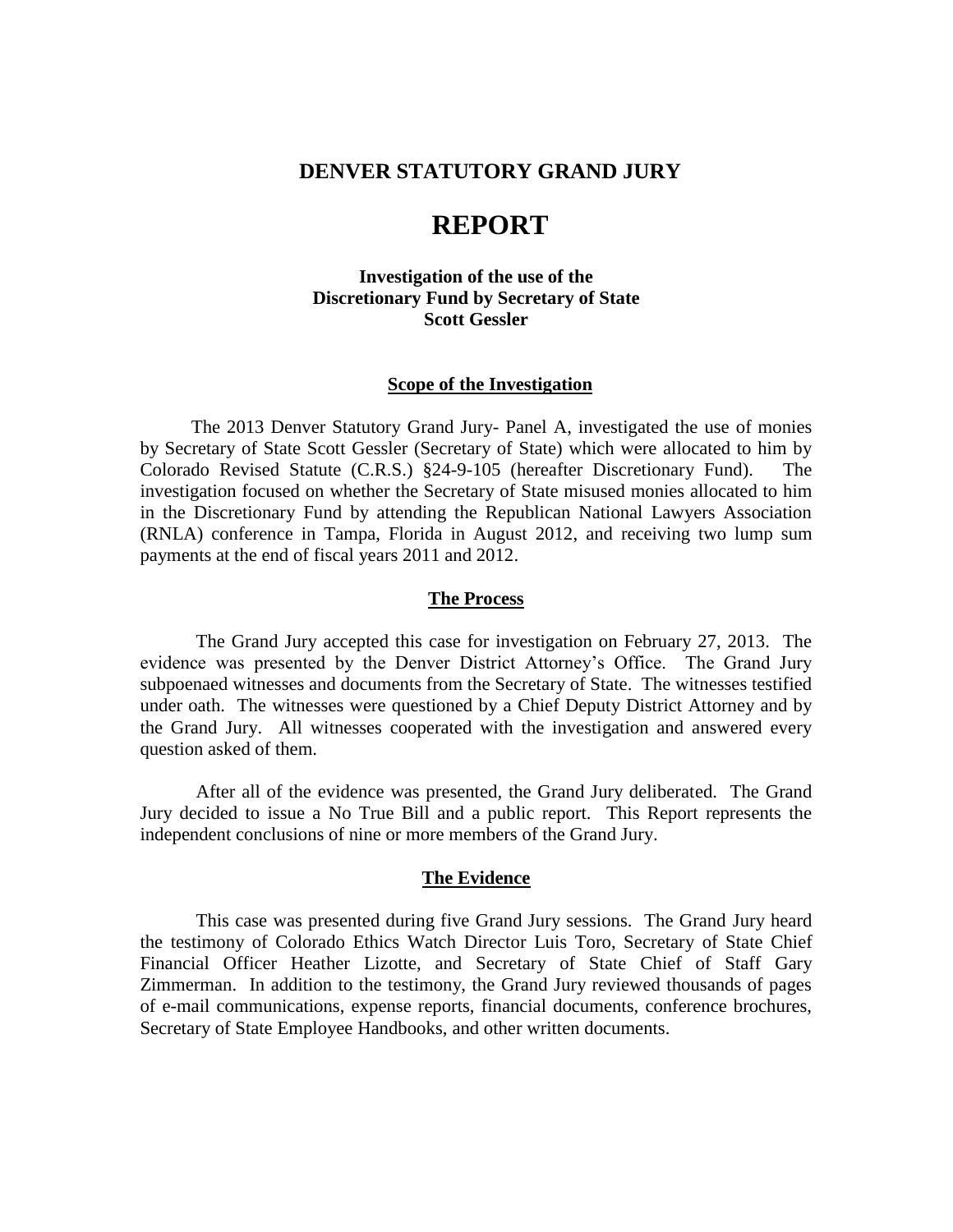## DENVER STATUTORY GRAND JURY

# REPORT

### Investigation of the use of the Discretionary Fund by Secretary of State Scott Gessler

#### Scope of the Investigation

The 2013 Denver Statutory Grand Jury- Panel A, investigated the use of monies by Secretary of State Scott Gessler (Secretary of State) which were allocated to him by Colorado Revised Statute (C.R.S.) §24-9-105 (hereafter Discretionary Fund). The investigation focused on whether the Secretary of State misused monies allocated to him in the Discretionary Fund by attending the Republican National Lawyers Association (RNLA) conference in Tampa, Florida in August 2012, and receiving two lump sum payments at the end of fiscal years 2011 and 2012.

#### The Process

The Grand Jury accepted this case for investigation on February 27, 2013. The evidence was presented by the Denver District Attorney's Office. The Grand Jury subpoenaed witnesses and documents from the Secretary of State. The witnesses testified under oath. The witnesses were questioned by a Chief Deputy District Attorney and by the Grand Jury. All witnesses cooperated with the investigation and answered every question asked of them.

After all of the evidence was presented, the Grand Jury deliberated. The Grand Jury decided to issue a No True Bill and a public report. This Report represents the independent conclusions of nine or more members of the Grand Jury.

#### The Evidence

This case was presented during five Grand Jury sessions. The Grand Jury heard the testimony of Colorado Ethics Watch Director Luis Toro, Secretary of State Chief Financial Officer Heather Lizotte, and Secretary of State Chief of Staff Gary Zimmerman. In addition to the testimony, the Grand Jury reviewed thousands of pages of e-mail communications, expense reports, financial documents, conference brochures, Secretary of State Employee Handbooks, and other written documents.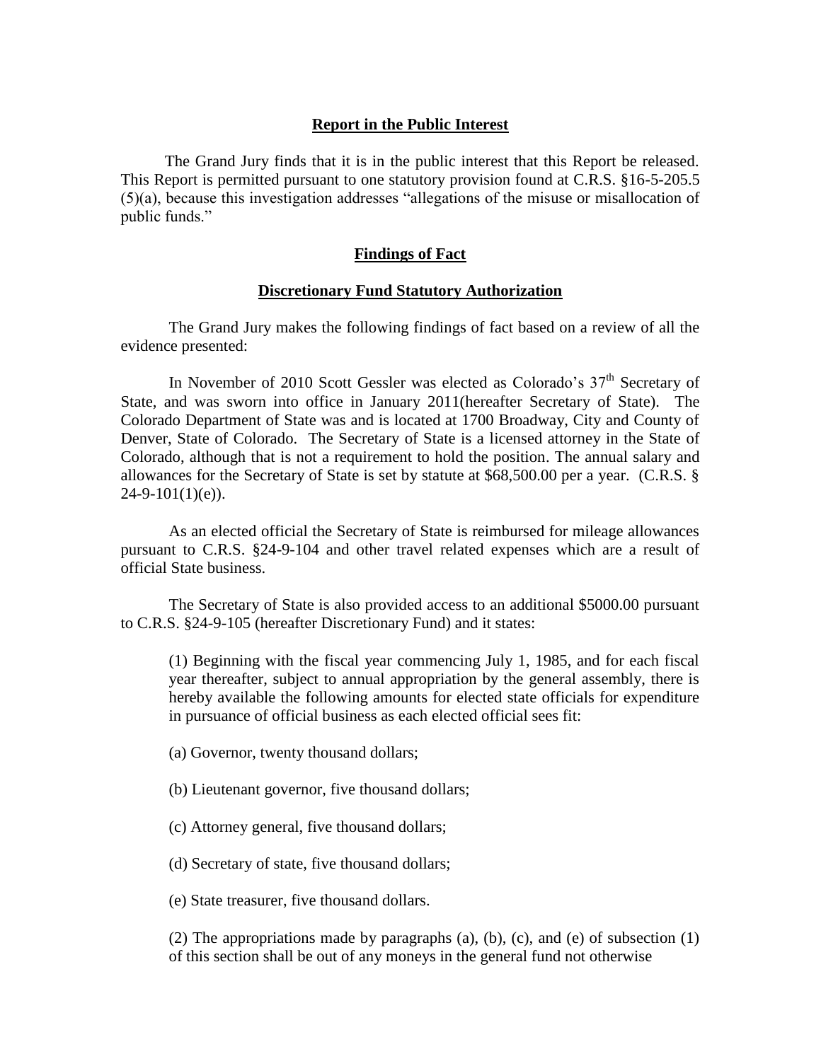## Report in the Public Interest

The Grand Jury finds that it is in the public interest that this Report be released. This Report is permitted pursuant to one statutory provision found at C.R.S. §16-5-205.5 (5)(a), because this investigation addresses "allegations of the misuse or misallocation of public funds."

## Findings of Fact

### Discretionary Fund Statutory Authorization

The Grand Jury makes the following findings of fact based on a review of all the evidence presented:

In November of 2010 Scott Gessler was elected as Colorado's 37th Secretary of State, and was sworn into office in January 2011(hereafter Secretary of State). The Colorado Department of State was and is located at 1700 Broadway, City and County of Denver, State of Colorado. The Secretary of State is a licensed attorney in the State of Colorado, although that is not a requirement to hold the position. The annual salary and allowances for the Secretary of State is set by statute at $68,500.00 per a year. (C.R.S. § 24-9-101(1)(e)).

As an elected official the Secretary of State is reimbursed for mileage allowances pursuant to C.R.S. §24-9-104 and other travel related expenses which are a result of official State business.

The Secretary of State is also provided access to an additional $5000.00 pursuant to C.R.S. §24-9-105 (hereafter Discretionary Fund) and it states:

> (1) Beginning with the fiscal year commencing July 1, 1985, and for each fiscal year thereafter, subject to annual appropriation by the general assembly, there is hereby available the following amounts for elected state officials for expenditure in pursuance of official business as each elected official sees fit:
>
> (a) Governor, twenty thousand dollars;
>
> (b) Lieutenant governor, five thousand dollars;
>
> (c) Attorney general, five thousand dollars;
>
> (d) Secretary of state, five thousand dollars;
>
> (e) State treasurer, five thousand dollars.
>
> (2) The appropriations made by paragraphs (a), (b), (c), and (e) of subsection (1) of this section shall be out of any moneys in the general fund not otherwise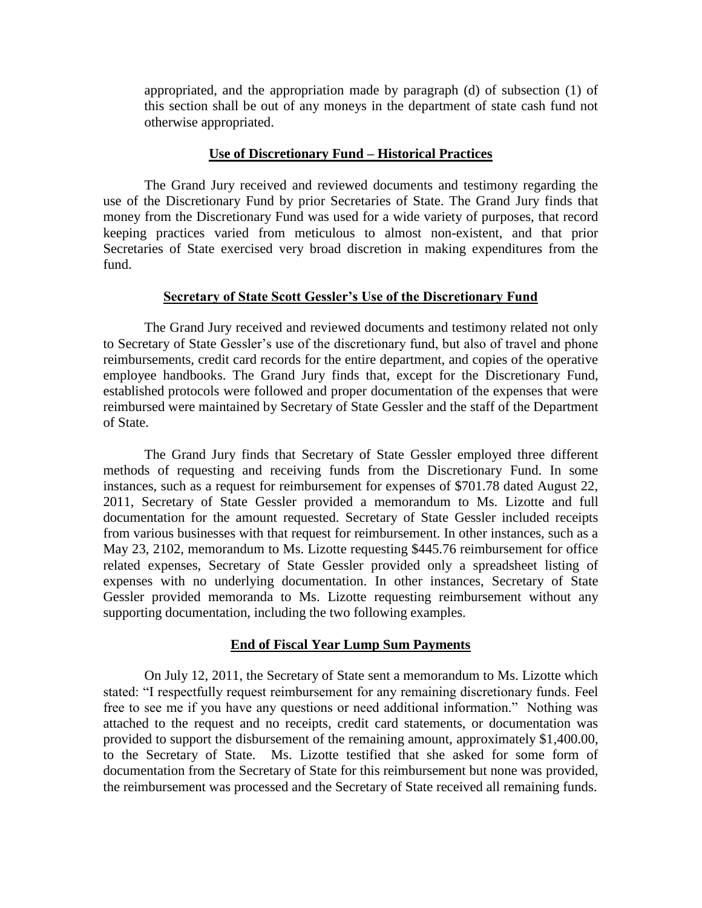appropriated, and the appropriation made by paragraph (d) of subsection (1) of this section shall be out of any moneys in the department of state cash fund not otherwise appropriated.

## Use of Discretionary Fund – Historical Practices

The Grand Jury received and reviewed documents and testimony regarding the use of the Discretionary Fund by prior Secretaries of State. The Grand Jury finds that money from the Discretionary Fund was used for a wide variety of purposes, that record keeping practices varied from meticulous to almost non-existent, and that prior Secretaries of State exercised very broad discretion in making expenditures from the fund.

## Secretary of State Scott Gessler's Use of the Discretionary Fund

The Grand Jury received and reviewed documents and testimony related not only to Secretary of State Gessler's use of the discretionary fund, but also of travel and phone reimbursements, credit card records for the entire department, and copies of the operative employee handbooks. The Grand Jury finds that, except for the Discretionary Fund, established protocols were followed and proper documentation of the expenses that were reimbursed were maintained by Secretary of State Gessler and the staff of the Department of State.

The Grand Jury finds that Secretary of State Gessler employed three different methods of requesting and receiving funds from the Discretionary Fund. In some instances, such as a request for reimbursement for expenses of $701.78 dated August 22, 2011, Secretary of State Gessler provided a memorandum to Ms. Lizotte and full documentation for the amount requested. Secretary of State Gessler included receipts from various businesses with that request for reimbursement. In other instances, such as a May 23, 2102, memorandum to Ms. Lizotte requesting $445.76 reimbursement for office related expenses, Secretary of State Gessler provided only a spreadsheet listing of expenses with no underlying documentation. In other instances, Secretary of State Gessler provided memoranda to Ms. Lizotte requesting reimbursement without any supporting documentation, including the two following examples.

## End of Fiscal Year Lump Sum Payments

On July 12, 2011, the Secretary of State sent a memorandum to Ms. Lizotte which stated: "I respectfully request reimbursement for any remaining discretionary funds. Feel free to see me if you have any questions or need additional information." Nothing was attached to the request and no receipts, credit card statements, or documentation was provided to support the disbursement of the remaining amount, approximately $1,400.00, to the Secretary of State. Ms. Lizotte testified that she asked for some form of documentation from the Secretary of State for this reimbursement but none was provided, the reimbursement was processed and the Secretary of State received all remaining funds.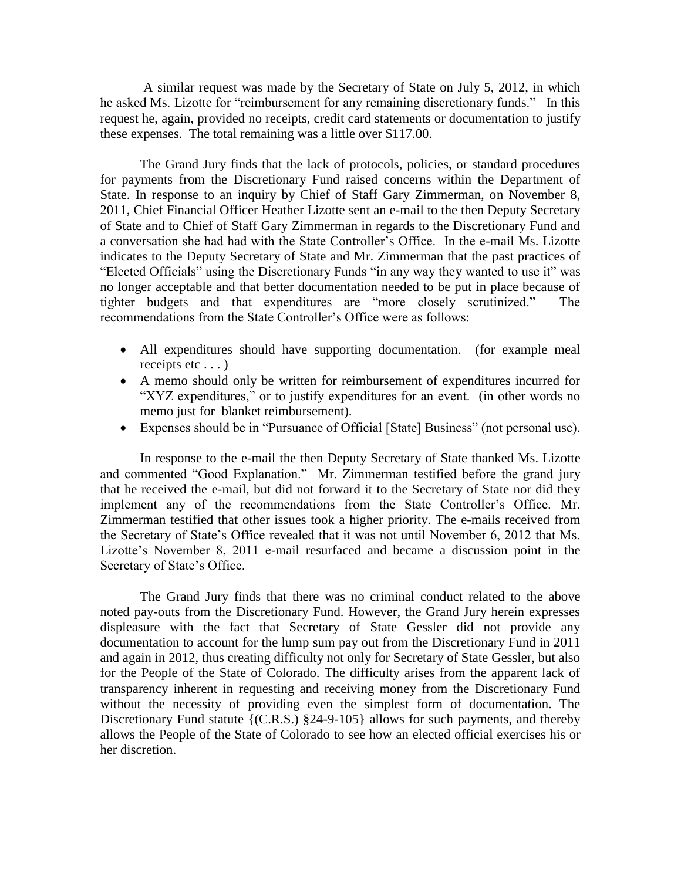A similar request was made by the Secretary of State on July 5, 2012, in which he asked Ms. Lizotte for "reimbursement for any remaining discretionary funds." In this request he, again, provided no receipts, credit card statements or documentation to justify these expenses. The total remaining was a little over $117.00.

The Grand Jury finds that the lack of protocols, policies, or standard procedures for payments from the Discretionary Fund raised concerns within the Department of State. In response to an inquiry by Chief of Staff Gary Zimmerman, on November 8, 2011, Chief Financial Officer Heather Lizotte sent an e-mail to the then Deputy Secretary of State and to Chief of Staff Gary Zimmerman in regards to the Discretionary Fund and a conversation she had had with the State Controller's Office. In the e-mail Ms. Lizotte indicates to the Deputy Secretary of State and Mr. Zimmerman that the past practices of "Elected Officials" using the Discretionary Funds "in any way they wanted to use it" was no longer acceptable and that better documentation needed to be put in place because of tighter budgets and that expenditures are "more closely scrutinized." The recommendations from the State Controller's Office were as follows:

- All expenditures should have supporting documentation. (for example meal receipts etc . . . )
- A memo should only be written for reimbursement of expenditures incurred for "XYZ expenditures," or to justify expenditures for an event. (in other words no memo just for blanket reimbursement).
- Expenses should be in "Pursuance of Official [State] Business" (not personal use).

In response to the e-mail the then Deputy Secretary of State thanked Ms. Lizotte and commented "Good Explanation." Mr. Zimmerman testified before the grand jury that he received the e-mail, but did not forward it to the Secretary of State nor did they implement any of the recommendations from the State Controller's Office. Mr. Zimmerman testified that other issues took a higher priority. The e-mails received from the Secretary of State's Office revealed that it was not until November 6, 2012 that Ms. Lizotte's November 8, 2011 e-mail resurfaced and became a discussion point in the Secretary of State's Office.

The Grand Jury finds that there was no criminal conduct related to the above noted pay-outs from the Discretionary Fund. However, the Grand Jury herein expresses displeasure with the fact that Secretary of State Gessler did not provide any documentation to account for the lump sum pay out from the Discretionary Fund in 2011 and again in 2012, thus creating difficulty not only for Secretary of State Gessler, but also for the People of the State of Colorado. The difficulty arises from the apparent lack of transparency inherent in requesting and receiving money from the Discretionary Fund without the necessity of providing even the simplest form of documentation. The Discretionary Fund statute {(C.R.S.) §24-9-105} allows for such payments, and thereby allows the People of the State of Colorado to see how an elected official exercises his or her discretion.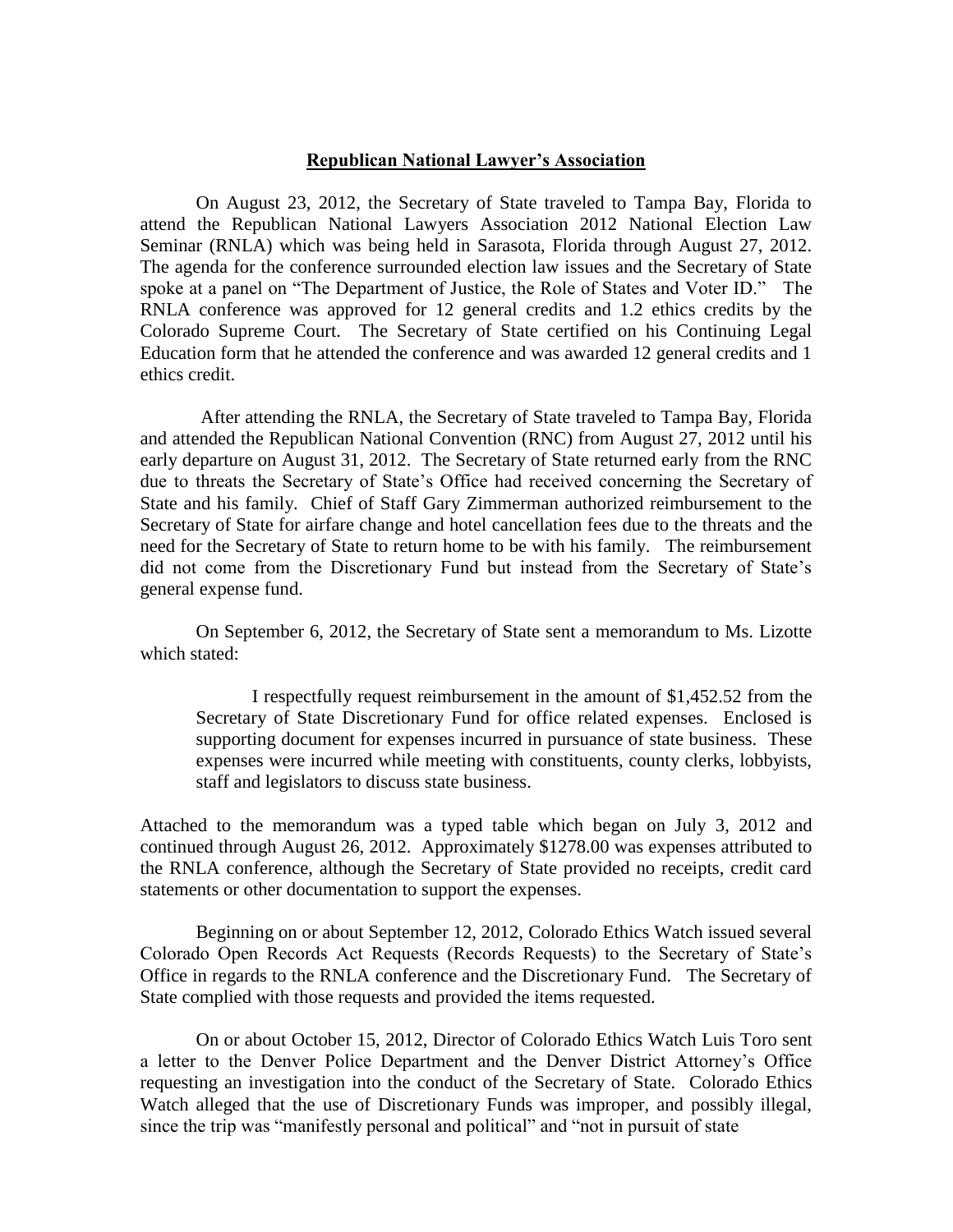**Republican National Lawyer's Association**

On August 23, 2012, the Secretary of State traveled to Tampa Bay, Florida to attend the Republican National Lawyers Association 2012 National Election Law Seminar (RNLA) which was being held in Sarasota, Florida through August 27, 2012. The agenda for the conference surrounded election law issues and the Secretary of State spoke at a panel on "The Department of Justice, the Role of States and Voter ID." The RNLA conference was approved for 12 general credits and 1.2 ethics credits by the Colorado Supreme Court. The Secretary of State certified on his Continuing Legal Education form that he attended the conference and was awarded 12 general credits and 1 ethics credit.

After attending the RNLA, the Secretary of State traveled to Tampa Bay, Florida and attended the Republican National Convention (RNC) from August 27, 2012 until his early departure on August 31, 2012. The Secretary of State returned early from the RNC due to threats the Secretary of State's Office had received concerning the Secretary of State and his family. Chief of Staff Gary Zimmerman authorized reimbursement to the Secretary of State for airfare change and hotel cancellation fees due to the threats and the need for the Secretary of State to return home to be with his family. The reimbursement did not come from the Discretionary Fund but instead from the Secretary of State's general expense fund.

On September 6, 2012, the Secretary of State sent a memorandum to Ms. Lizotte which stated:

> I respectfully request reimbursement in the amount of $1,452.52 from the Secretary of State Discretionary Fund for office related expenses. Enclosed is supporting document for expenses incurred in pursuance of state business. These expenses were incurred while meeting with constituents, county clerks, lobbyists, staff and legislators to discuss state business.

Attached to the memorandum was a typed table which began on July 3, 2012 and continued through August 26, 2012. Approximately $1278.00 was expenses attributed to the RNLA conference, although the Secretary of State provided no receipts, credit card statements or other documentation to support the expenses.

Beginning on or about September 12, 2012, Colorado Ethics Watch issued several Colorado Open Records Act Requests (Records Requests) to the Secretary of State's Office in regards to the RNLA conference and the Discretionary Fund. The Secretary of State complied with those requests and provided the items requested.

On or about October 15, 2012, Director of Colorado Ethics Watch Luis Toro sent a letter to the Denver Police Department and the Denver District Attorney's Office requesting an investigation into the conduct of the Secretary of State. Colorado Ethics Watch alleged that the use of Discretionary Funds was improper, and possibly illegal, since the trip was "manifestly personal and political" and "not in pursuit of state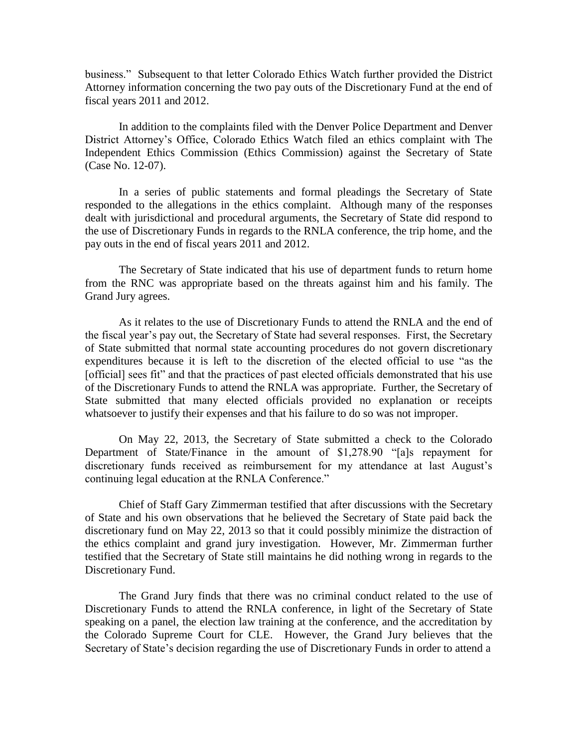business." Subsequent to that letter Colorado Ethics Watch further provided the District Attorney information concerning the two pay outs of the Discretionary Fund at the end of fiscal years 2011 and 2012.

In addition to the complaints filed with the Denver Police Department and Denver District Attorney's Office, Colorado Ethics Watch filed an ethics complaint with The Independent Ethics Commission (Ethics Commission) against the Secretary of State (Case No. 12-07).

In a series of public statements and formal pleadings the Secretary of State responded to the allegations in the ethics complaint. Although many of the responses dealt with jurisdictional and procedural arguments, the Secretary of State did respond to the use of Discretionary Funds in regards to the RNLA conference, the trip home, and the pay outs in the end of fiscal years 2011 and 2012.

The Secretary of State indicated that his use of department funds to return home from the RNC was appropriate based on the threats against him and his family. The Grand Jury agrees.

As it relates to the use of Discretionary Funds to attend the RNLA and the end of the fiscal year's pay out, the Secretary of State had several responses. First, the Secretary of State submitted that normal state accounting procedures do not govern discretionary expenditures because it is left to the discretion of the elected official to use "as the [official] sees fit" and that the practices of past elected officials demonstrated that his use of the Discretionary Funds to attend the RNLA was appropriate. Further, the Secretary of State submitted that many elected officials provided no explanation or receipts whatsoever to justify their expenses and that his failure to do so was not improper.

On May 22, 2013, the Secretary of State submitted a check to the Colorado Department of State/Finance in the amount of $1,278.90 "[a]s repayment for discretionary funds received as reimbursement for my attendance at last August's continuing legal education at the RNLA Conference."

Chief of Staff Gary Zimmerman testified that after discussions with the Secretary of State and his own observations that he believed the Secretary of State paid back the discretionary fund on May 22, 2013 so that it could possibly minimize the distraction of the ethics complaint and grand jury investigation. However, Mr. Zimmerman further testified that the Secretary of State still maintains he did nothing wrong in regards to the Discretionary Fund.

The Grand Jury finds that there was no criminal conduct related to the use of Discretionary Funds to attend the RNLA conference, in light of the Secretary of State speaking on a panel, the election law training at the conference, and the accreditation by the Colorado Supreme Court for CLE. However, the Grand Jury believes that the Secretary of State's decision regarding the use of Discretionary Funds in order to attend a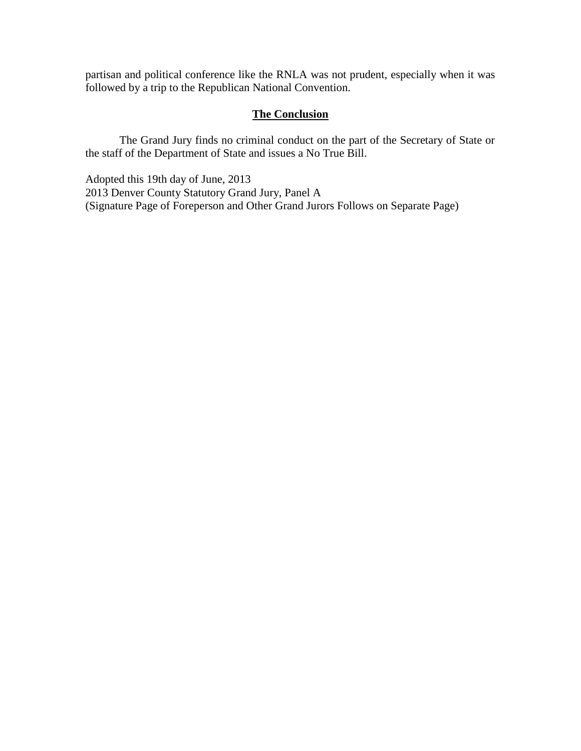partisan and political conference like the RNLA was not prudent, especially when it was followed by a trip to the Republican National Convention.

## **The Conclusion**

The Grand Jury finds no criminal conduct on the part of the Secretary of State or the staff of the Department of State and issues a No True Bill.

Adopted this 19th day of June, 2013
2013 Denver County Statutory Grand Jury, Panel A
(Signature Page of Foreperson and Other Grand Jurors Follows on Separate Page)